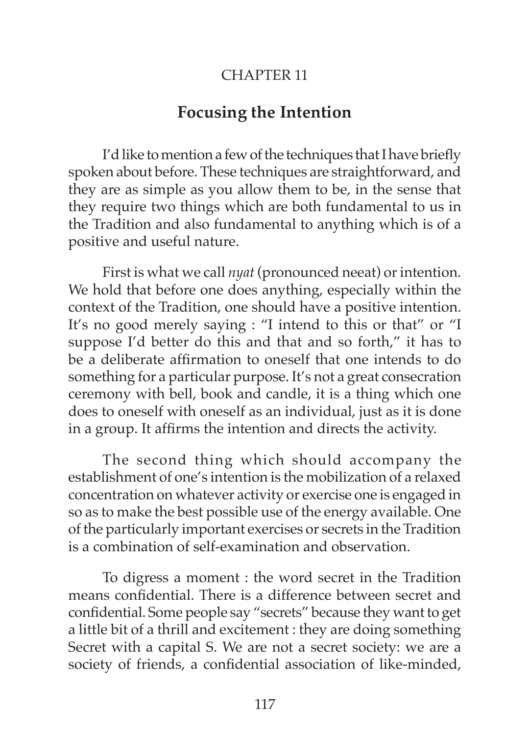CHAPTER 11

## Focusing the Intention

I'd like to mention a few of the techniques that I have briefly spoken about before. These techniques are straightforward, and they are as simple as you allow them to be, in the sense that they require two things which are both fundamental to us in the Tradition and also fundamental to anything which is of a positive and useful nature.

First is what we call *nyat* (pronounced neeat) or intention. We hold that before one does anything, especially within the context of the Tradition, one should have a positive intention. It's no good merely saying : "I intend to this or that" or "I suppose I'd better do this and that and so forth," it has to be a deliberate affirmation to oneself that one intends to do something for a particular purpose. It's not a great consecration ceremony with bell, book and candle, it is a thing which one does to oneself with oneself as an individual, just as it is done in a group. It affirms the intention and directs the activity.

The second thing which should accompany the establishment of one's intention is the mobilization of a relaxed concentration on whatever activity or exercise one is engaged in so as to make the best possible use of the energy available. One of the particularly important exercises or secrets in the Tradition is a combination of self-examination and observation.

To digress a moment : the word secret in the Tradition means confidential. There is a difference between secret and confidential. Some people say "secrets" because they want to get a little bit of a thrill and excitement : they are doing something Secret with a capital S. We are not a secret society: we are a society of friends, a confidential association of like-minded,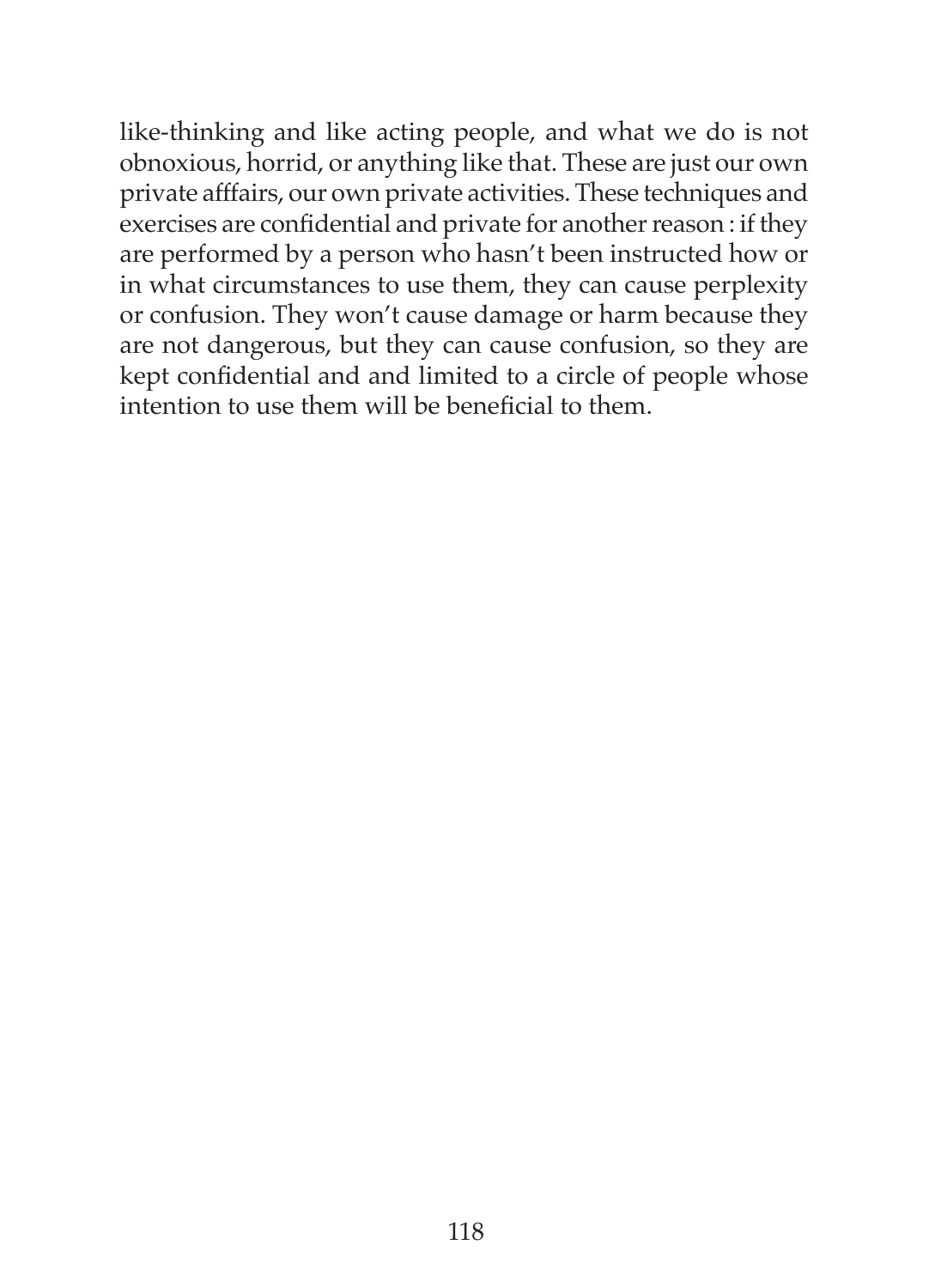like-thinking and like acting people, and what we do is not obnoxious, horrid, or anything like that. These are just our own private afffairs, our own private activities. These techniques and exercises are confidential and private for another reason : if they are performed by a person who hasn't been instructed how or in what circumstances to use them, they can cause perplexity or confusion. They won't cause damage or harm because they are not dangerous, but they can cause confusion, so they are kept confidential and and limited to a circle of people whose intention to use them will be beneficial to them.